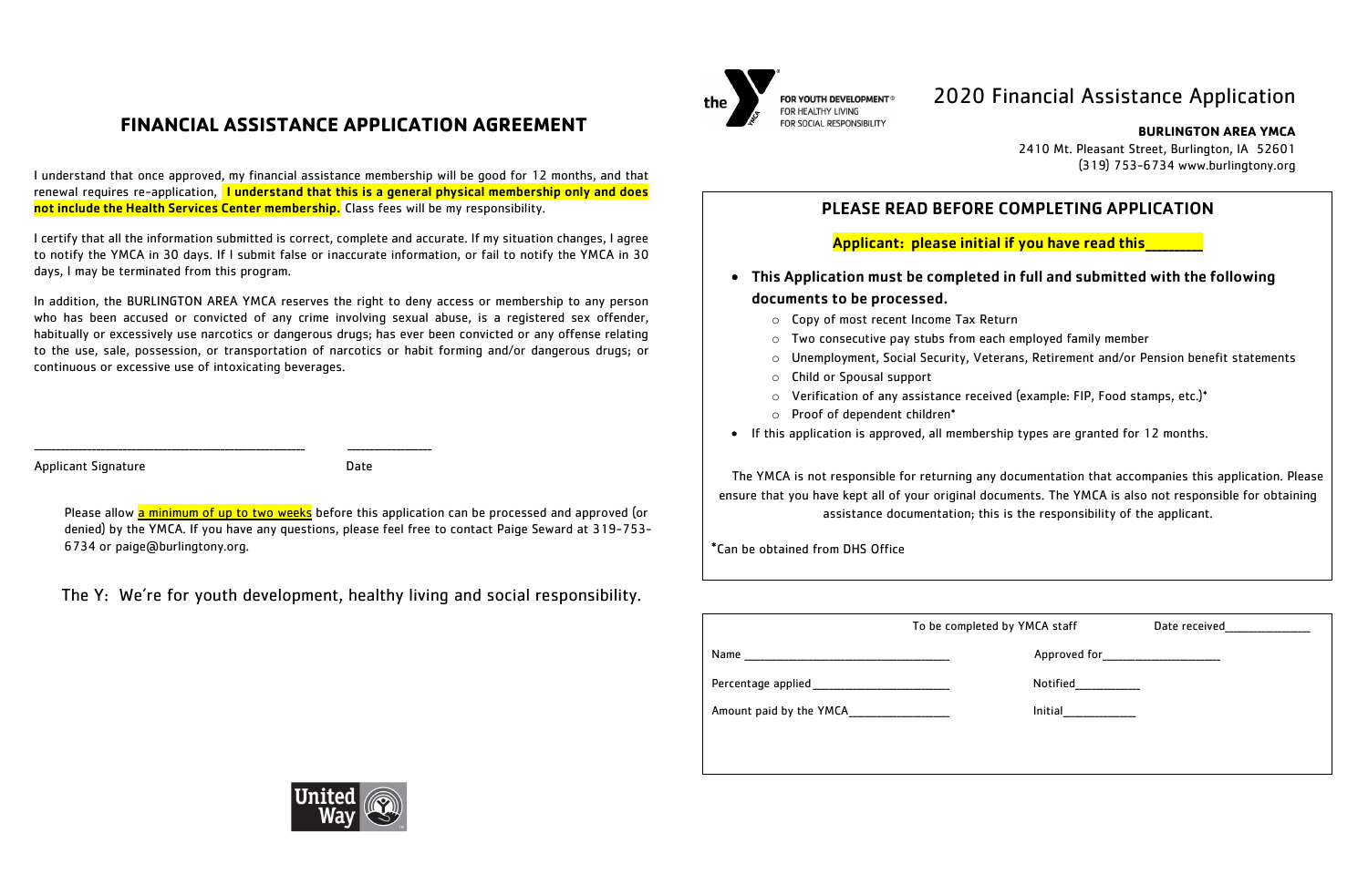## FINANCIAL ASSISTANCE APPLICATION AGREEMENT

I understand that once approved, my financial assistance membership will be good for 12 months, and that renewal requires re-application, **I understand that this is a general physical membership only and does not include the Health Services Center membership.** Class fees will be my responsibility.

I certify that all the information submitted is correct, complete and accurate. If my situation changes, I agree to notify the YMCA in 30 days. If I submit false or inaccurate information, or fail to notify the YMCA in 30 days, I may be terminated from this program.

In addition, the BURLINGTON AREA YMCA reserves the right to deny access or membership to any person who has been accused or convicted of any crime involving sexual abuse, is a registered sex offender, habitually or excessively use narcotics or dangerous drugs; has ever been convicted or any offense relating to the use, sale, possession, or transportation of narcotics or habit forming and/or dangerous drugs; or continuous or excessive use of intoxicating beverages.

_______________________________________________ _____________

Applicant Signature Date

Please allow a minimum of up to two weeks before this application can be processed and approved (or denied) by the YMCA. If you have any questions, please feel free to contact Paige Seward at 319-753-6734 or paige@burlingtony.org.

The Y: We're for youth development, healthy living and social responsibility.

the Y — FOR YOUTH DEVELOPMENT® FOR HEALTHY LIVING FOR SOCIAL RESPONSIBILITY

# 2020 Financial Assistance Application

**BURLINGTON AREA YMCA**
2410 Mt. Pleasant Street, Burlington, IA 52601
(319) 753-6734 www.burlingtony.org

### PLEASE READ BEFORE COMPLETING APPLICATION

**Applicant: please initial if you have read this_______**

- **This Application must be completed in full and submitted with the following documents to be processed.**
  - Copy of most recent Income Tax Return
  - Two consecutive pay stubs from each employed family member
  - Unemployment, Social Security, Veterans, Retirement and/or Pension benefit statements
  - Child or Spousal support
  - Verification of any assistance received (example: FIP, Food stamps, etc.)*
  - Proof of dependent children*
- If this application is approved, all membership types are granted for 12 months.

The YMCA is not responsible for returning any documentation that accompanies this application. Please ensure that you have kept all of your original documents. The YMCA is also not responsible for obtaining assistance documentation; this is the responsibility of the applicant.

*Can be obtained from DHS Office

To be completed by YMCA staff Date received_______________

Name ___________________________________ Approved for____________________

Percentage applied ________________________ Notified___________

Amount paid by the YMCA_________________ Initial_____________

United Way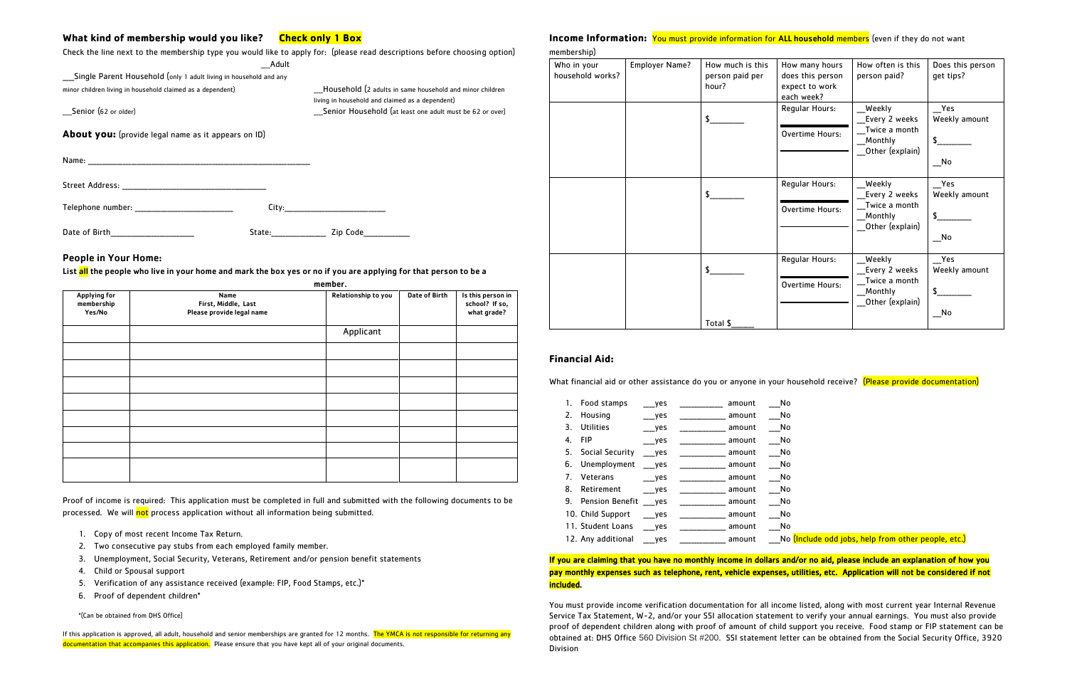## What kind of membership would you like? **Check only 1 Box**

Check the line next to the membership type you would like to apply for: (please read descriptions before choosing option)

__Adult

___Single Parent Household (only 1 adult living in household and any minor children living in household claimed as a dependent)

__Household (2 adults in same household and minor children living in household and claimed as a dependent)

__Senior (62 or older)

__Senior Household (at least one adult must be 62 or over)

### About you: (provide legal name as it appears on ID)

Name: ___________________________________________

Street Address: ___________________________

Telephone number: ___________________ City:____________________

Date of Birth________________ State:__________ Zip Code_________

### People in Your Home:

**List all the people who live in your home and mark the box yes or no if you are applying for that person to be a member.**

| Applying for membership Yes/No | Name First, Middle, Last Please provide legal name | Relationship to you | Date of Birth | Is this person in school? If so, what grade? |
|---|---|---|---|---|
| | | Applicant | | |
| | | | | |
| | | | | |
| | | | | |
| | | | | |
| | | | | |
| | | | | |
| | | | | |
| | | | | |

Proof of income is required: This application must be completed in full and submitted with the following documents to be processed. We will not process application without all information being submitted.

1. Copy of most recent Income Tax Return.
2. Two consecutive pay stubs from each employed family member.
3. Unemployment, Social Security, Veterans, Retirement and/or pension benefit statements
4. Child or Spousal support
5. Verification of any assistance received (example: FIP, Food Stamps, etc.)*
6. Proof of dependent children*

*(Can be obtained from DHS Office)

If this application is approved, all adult, household and senior memberships are granted for 12 months. The YMCA is not responsible for returning any documentation that accompanies this application. Please ensure that you have kept all of your original documents.

### Income Information: You must provide information for ALL household members (even if they do not want membership)

| Who in your household works? | Employer Name? | How much is this person paid per hour? | How many hours does this person expect to work each week? | How often is this person paid? | Does this person get tips? |
|---|---|---|---|---|---|
| | | $_______ | Regular Hours: ______ Overtime Hours: ______ | __Weekly __Every 2 weeks __Twice a month __Monthly __Other (explain) | __Yes Weekly amount $_______ __No |
| | | $_______ | Regular Hours: ______ Overtime Hours: ______ | __Weekly __Every 2 weeks __Twice a month __Monthly __Other (explain) | __Yes Weekly amount $_______ __No |
| | | $_______ Total $_____ | Regular Hours: ______ Overtime Hours: ______ | __Weekly __Every 2 weeks __Twice a month __Monthly __Other (explain) | __Yes Weekly amount $_______ __No |

### Financial Aid:

What financial aid or other assistance do you or anyone in your household receive? (Please provide documentation)

1. Food stamps ___yes _________ amount ___No
2. Housing ___yes _________ amount ___No
3. Utilities ___yes _________ amount ___No
4. FIP ___yes _________ amount ___No
5. Social Security ___yes _________ amount ___No
6. Unemployment ___yes _________ amount ___No
7. Veterans ___yes _________ amount ___No
8. Retirement ___yes _________ amount ___No
9. Pension Benefit ___yes _________ amount ___No
10. Child Support ___yes _________ amount ___No
11. Student Loans ___yes _________ amount ___No
12. Any additional ___yes _________ amount ___No (Include odd jobs, help from other people, etc.)

**If you are claiming that you have no monthly income in dollars and/or no aid, please include an explanation of how you pay monthly expenses such as telephone, rent, vehicle expenses, utilities, etc. Application will not be considered if not included.**

You must provide income verification documentation for all income listed, along with most current year Internal Revenue Service Tax Statement, W-2, and/or your SSI allocation statement to verify your annual earnings. You must also provide proof of dependent children along with proof of amount of child support you receive. Food stamp or FIP statement can be obtained at: DHS Office 560 Division St #200. SSI statement letter can be obtained from the Social Security Office, 3920 Division